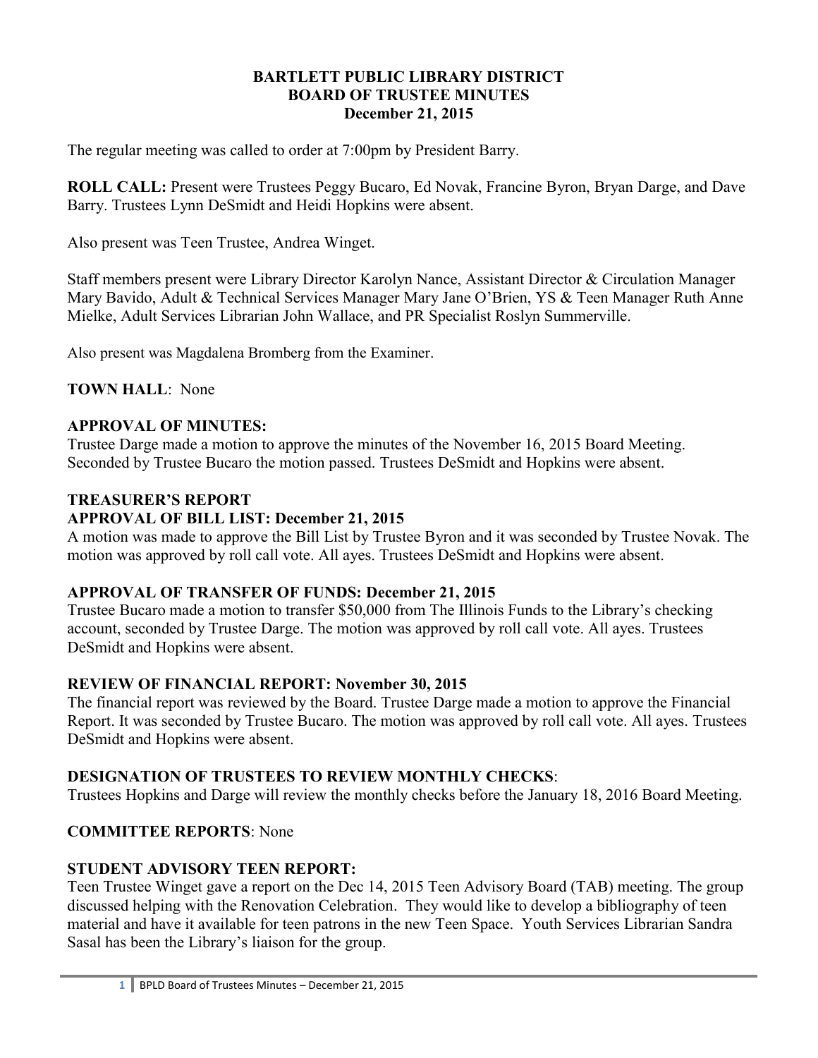# BARTLETT PUBLIC LIBRARY DISTRICT
## BOARD OF TRUSTEE MINUTES
### December 21, 2015

The regular meeting was called to order at 7:00pm by President Barry.

**ROLL CALL:** Present were Trustees Peggy Bucaro, Ed Novak, Francine Byron, Bryan Darge, and Dave Barry. Trustees Lynn DeSmidt and Heidi Hopkins were absent.

Also present was Teen Trustee, Andrea Winget.

Staff members present were Library Director Karolyn Nance, Assistant Director & Circulation Manager Mary Bavido, Adult & Technical Services Manager Mary Jane O'Brien, YS & Teen Manager Ruth Anne Mielke, Adult Services Librarian John Wallace, and PR Specialist Roslyn Summerville.

Also present was Magdalena Bromberg from the Examiner.

**TOWN HALL**: None

**APPROVAL OF MINUTES:**
Trustee Darge made a motion to approve the minutes of the November 16, 2015 Board Meeting. Seconded by Trustee Bucaro the motion passed. Trustees DeSmidt and Hopkins were absent.

**TREASURER'S REPORT**
**APPROVAL OF BILL LIST: December 21, 2015**
A motion was made to approve the Bill List by Trustee Byron and it was seconded by Trustee Novak. The motion was approved by roll call vote. All ayes. Trustees DeSmidt and Hopkins were absent.

**APPROVAL OF TRANSFER OF FUNDS: December 21, 2015**
Trustee Bucaro made a motion to transfer $50,000 from The Illinois Funds to the Library's checking account, seconded by Trustee Darge. The motion was approved by roll call vote. All ayes. Trustees DeSmidt and Hopkins were absent.

**REVIEW OF FINANCIAL REPORT: November 30, 2015**
The financial report was reviewed by the Board. Trustee Darge made a motion to approve the Financial Report. It was seconded by Trustee Bucaro. The motion was approved by roll call vote. All ayes. Trustees DeSmidt and Hopkins were absent.

**DESIGNATION OF TRUSTEES TO REVIEW MONTHLY CHECKS**:
Trustees Hopkins and Darge will review the monthly checks before the January 18, 2016 Board Meeting.

**COMMITTEE REPORTS**: None

**STUDENT ADVISORY TEEN REPORT:**
Teen Trustee Winget gave a report on the Dec 14, 2015 Teen Advisory Board (TAB) meeting. The group discussed helping with the Renovation Celebration. They would like to develop a bibliography of teen material and have it available for teen patrons in the new Teen Space. Youth Services Librarian Sandra Sasal has been the Library's liaison for the group.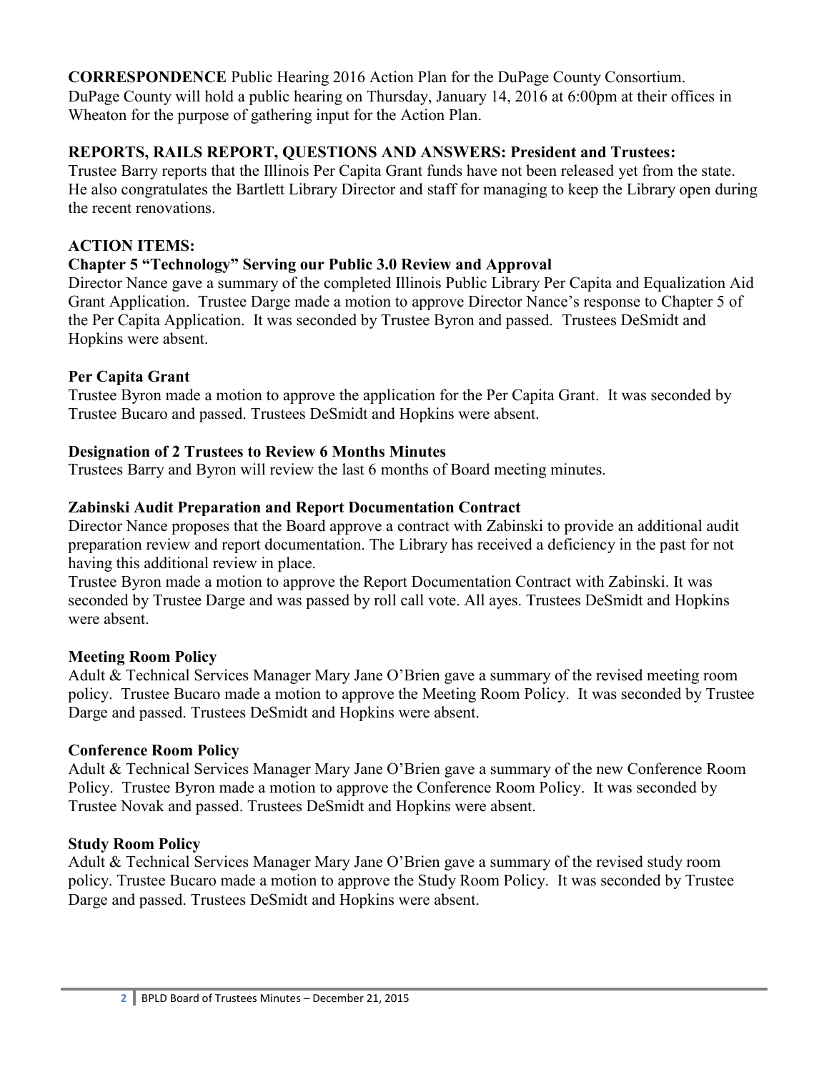**CORRESPONDENCE** Public Hearing 2016 Action Plan for the DuPage County Consortium. DuPage County will hold a public hearing on Thursday, January 14, 2016 at 6:00pm at their offices in Wheaton for the purpose of gathering input for the Action Plan.

**REPORTS, RAILS REPORT, QUESTIONS AND ANSWERS: President and Trustees:**

Trustee Barry reports that the Illinois Per Capita Grant funds have not been released yet from the state. He also congratulates the Bartlett Library Director and staff for managing to keep the Library open during the recent renovations.

**ACTION ITEMS:**

**Chapter 5 "Technology" Serving our Public 3.0 Review and Approval**

Director Nance gave a summary of the completed Illinois Public Library Per Capita and Equalization Aid Grant Application. Trustee Darge made a motion to approve Director Nance's response to Chapter 5 of the Per Capita Application. It was seconded by Trustee Byron and passed. Trustees DeSmidt and Hopkins were absent.

**Per Capita Grant**

Trustee Byron made a motion to approve the application for the Per Capita Grant. It was seconded by Trustee Bucaro and passed. Trustees DeSmidt and Hopkins were absent.

**Designation of 2 Trustees to Review 6 Months Minutes**

Trustees Barry and Byron will review the last 6 months of Board meeting minutes.

**Zabinski Audit Preparation and Report Documentation Contract**

Director Nance proposes that the Board approve a contract with Zabinski to provide an additional audit preparation review and report documentation. The Library has received a deficiency in the past for not having this additional review in place.

Trustee Byron made a motion to approve the Report Documentation Contract with Zabinski. It was seconded by Trustee Darge and was passed by roll call vote. All ayes. Trustees DeSmidt and Hopkins were absent.

**Meeting Room Policy**

Adult & Technical Services Manager Mary Jane O'Brien gave a summary of the revised meeting room policy. Trustee Bucaro made a motion to approve the Meeting Room Policy. It was seconded by Trustee Darge and passed. Trustees DeSmidt and Hopkins were absent.

**Conference Room Policy**

Adult & Technical Services Manager Mary Jane O'Brien gave a summary of the new Conference Room Policy. Trustee Byron made a motion to approve the Conference Room Policy. It was seconded by Trustee Novak and passed. Trustees DeSmidt and Hopkins were absent.

**Study Room Policy**

Adult & Technical Services Manager Mary Jane O'Brien gave a summary of the revised study room policy. Trustee Bucaro made a motion to approve the Study Room Policy. It was seconded by Trustee Darge and passed. Trustees DeSmidt and Hopkins were absent.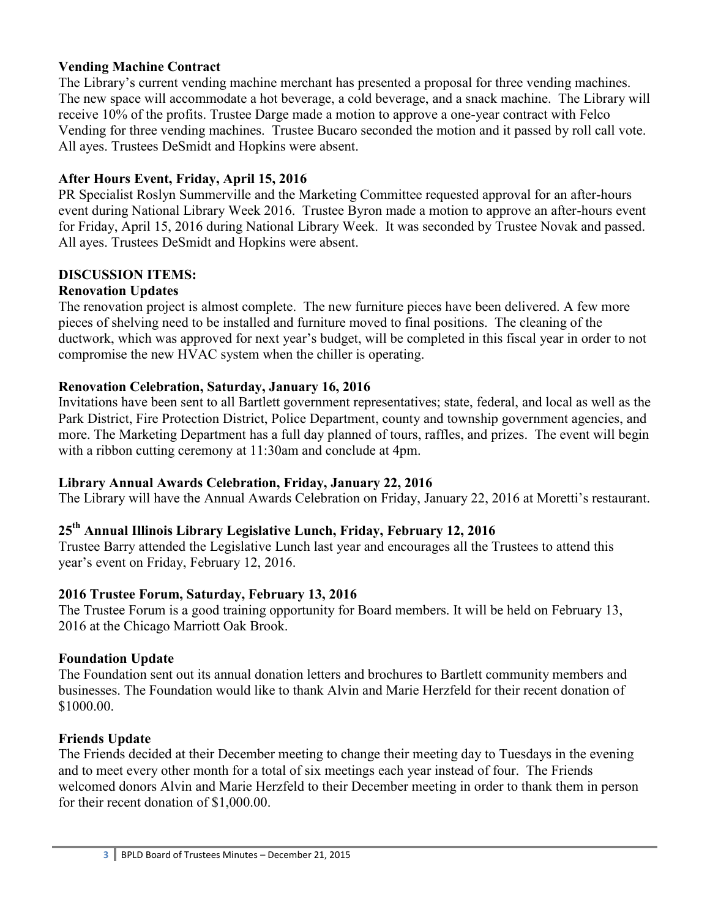**Vending Machine Contract**

The Library's current vending machine merchant has presented a proposal for three vending machines. The new space will accommodate a hot beverage, a cold beverage, and a snack machine. The Library will receive 10% of the profits. Trustee Darge made a motion to approve a one-year contract with Felco Vending for three vending machines. Trustee Bucaro seconded the motion and it passed by roll call vote. All ayes. Trustees DeSmidt and Hopkins were absent.

**After Hours Event, Friday, April 15, 2016**

PR Specialist Roslyn Summerville and the Marketing Committee requested approval for an after-hours event during National Library Week 2016. Trustee Byron made a motion to approve an after-hours event for Friday, April 15, 2016 during National Library Week. It was seconded by Trustee Novak and passed. All ayes. Trustees DeSmidt and Hopkins were absent.

**DISCUSSION ITEMS:**

**Renovation Updates**

The renovation project is almost complete. The new furniture pieces have been delivered. A few more pieces of shelving need to be installed and furniture moved to final positions. The cleaning of the ductwork, which was approved for next year's budget, will be completed in this fiscal year in order to not compromise the new HVAC system when the chiller is operating.

**Renovation Celebration, Saturday, January 16, 2016**

Invitations have been sent to all Bartlett government representatives; state, federal, and local as well as the Park District, Fire Protection District, Police Department, county and township government agencies, and more. The Marketing Department has a full day planned of tours, raffles, and prizes. The event will begin with a ribbon cutting ceremony at 11:30am and conclude at 4pm.

**Library Annual Awards Celebration, Friday, January 22, 2016**

The Library will have the Annual Awards Celebration on Friday, January 22, 2016 at Moretti's restaurant.

**25th Annual Illinois Library Legislative Lunch, Friday, February 12, 2016**

Trustee Barry attended the Legislative Lunch last year and encourages all the Trustees to attend this year's event on Friday, February 12, 2016.

**2016 Trustee Forum, Saturday, February 13, 2016**

The Trustee Forum is a good training opportunity for Board members. It will be held on February 13, 2016 at the Chicago Marriott Oak Brook.

**Foundation Update**

The Foundation sent out its annual donation letters and brochures to Bartlett community members and businesses. The Foundation would like to thank Alvin and Marie Herzfeld for their recent donation of $1000.00.

**Friends Update**

The Friends decided at their December meeting to change their meeting day to Tuesdays in the evening and to meet every other month for a total of six meetings each year instead of four. The Friends welcomed donors Alvin and Marie Herzfeld to their December meeting in order to thank them in person for their recent donation of $1,000.00.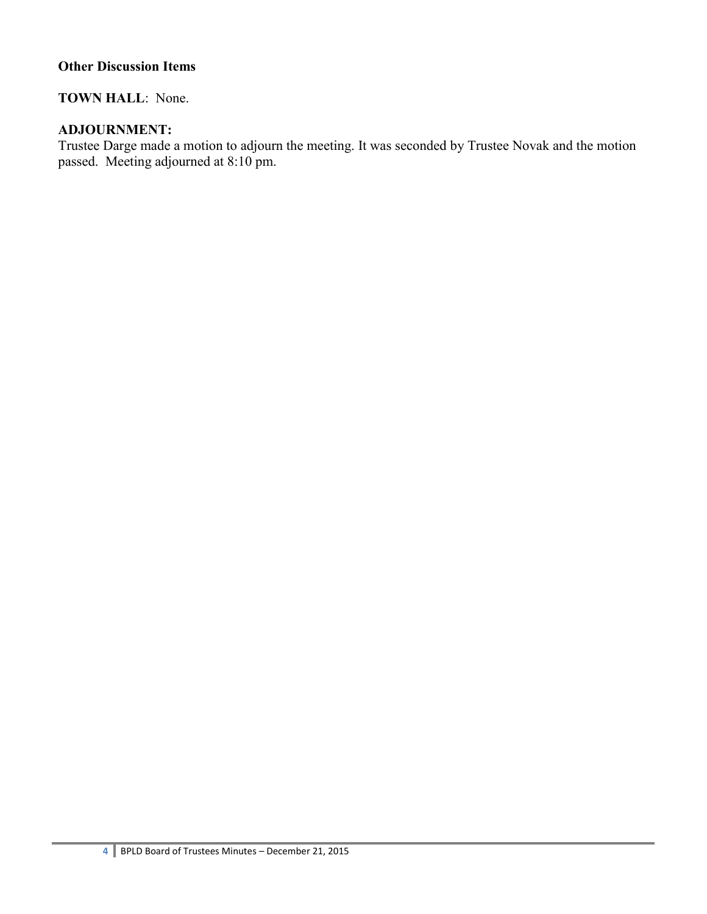**Other Discussion Items**

**TOWN HALL**: None.

**ADJOURNMENT:**

Trustee Darge made a motion to adjourn the meeting. It was seconded by Trustee Novak and the motion passed. Meeting adjourned at 8:10 pm.